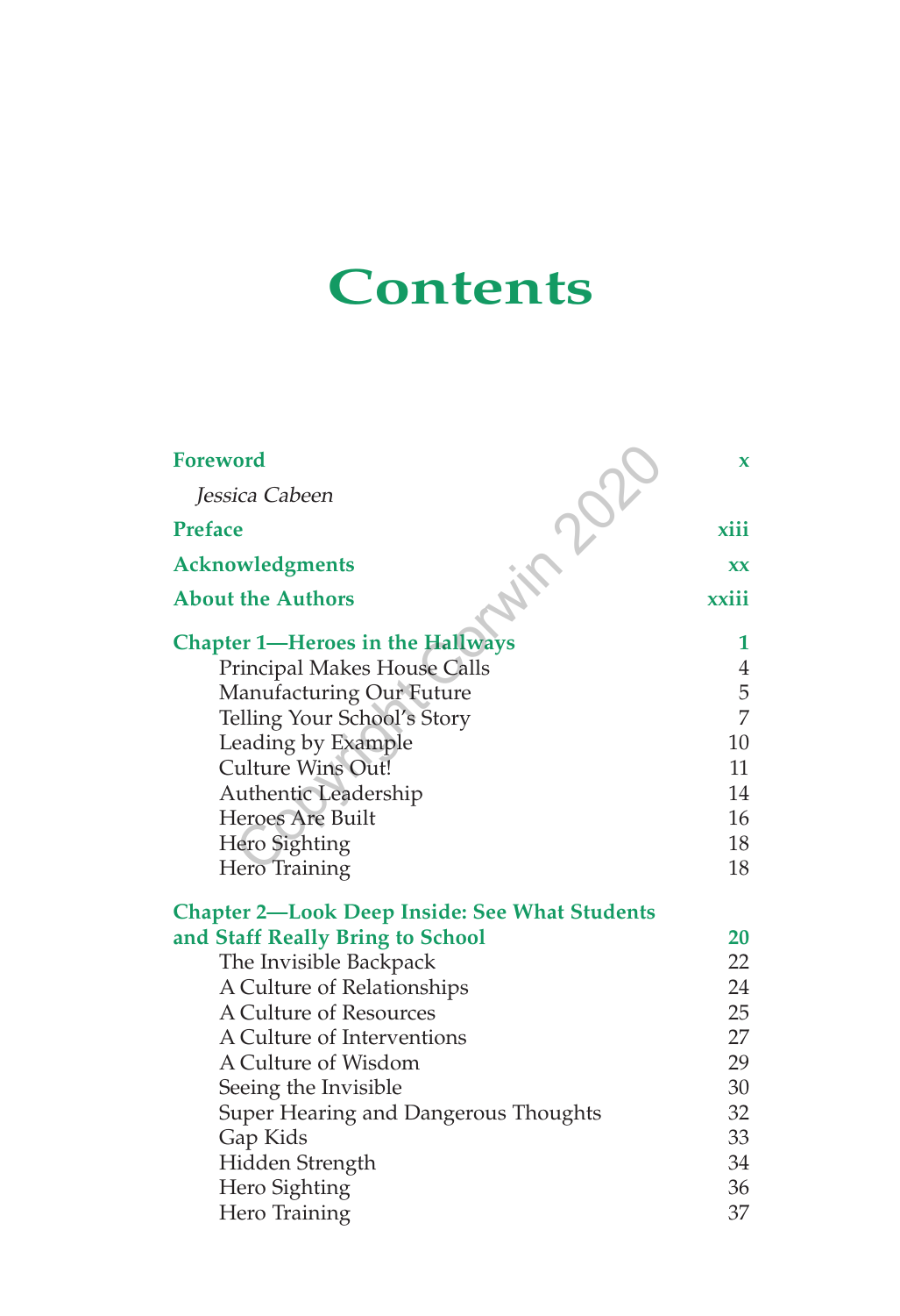# Contents

| | |
|---|---|
| **Foreword** | **x** |
| *Jessica Cabeen* | |
| **Preface** | **xiii** |
| **Acknowledgments** | **xx** |
| **About the Authors** | **xxiii** |
| **Chapter 1—Heroes in the Hallways** | **1** |
| Principal Makes House Calls | 4 |
| Manufacturing Our Future | 5 |
| Telling Your School's Story | 7 |
| Leading by Example | 10 |
| Culture Wins Out! | 11 |
| Authentic Leadership | 14 |
| Heroes Are Built | 16 |
| Hero Sighting | 18 |
| Hero Training | 18 |
| **Chapter 2—Look Deep Inside: See What Students and Staff Really Bring to School** | **20** |
| The Invisible Backpack | 22 |
| A Culture of Relationships | 24 |
| A Culture of Resources | 25 |
| A Culture of Interventions | 27 |
| A Culture of Wisdom | 29 |
| Seeing the Invisible | 30 |
| Super Hearing and Dangerous Thoughts | 32 |
| Gap Kids | 33 |
| Hidden Strength | 34 |
| Hero Sighting | 36 |
| Hero Training | 37 |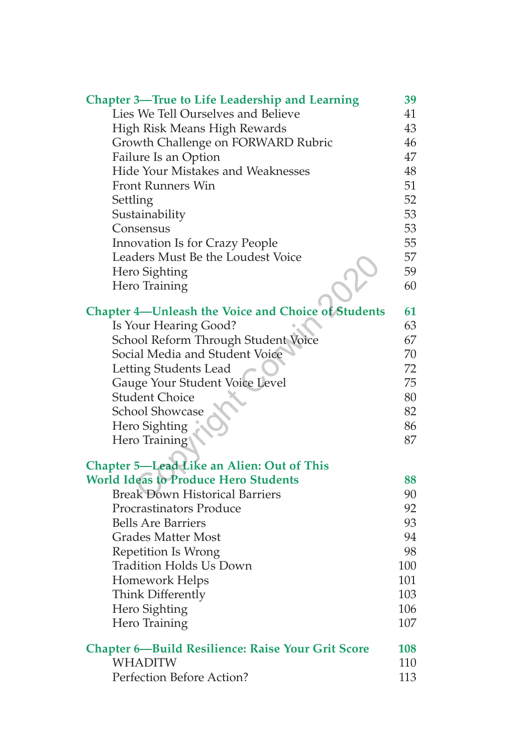**Chapter 3—True to Life Leadership and Learning** **39**

- Lies We Tell Ourselves and Believe 41
- High Risk Means High Rewards 43
- Growth Challenge on FORWARD Rubric 46
- Failure Is an Option 47
- Hide Your Mistakes and Weaknesses 48
- Front Runners Win 51
- Settling 52
- Sustainability 53
- Consensus 53
- Innovation Is for Crazy People 55
- Leaders Must Be the Loudest Voice 57
- Hero Sighting 59
- Hero Training 60

**Chapter 4—Unleash the Voice and Choice of Students** **61**

- Is Your Hearing Good? 63
- School Reform Through Student Voice 67
- Social Media and Student Voice 70
- Letting Students Lead 72
- Gauge Your Student Voice Level 75
- Student Choice 80
- School Showcase 82
- Hero Sighting 86
- Hero Training 87

**Chapter 5—Lead Like an Alien: Out of This World Ideas to Produce Hero Students** **88**

- Break Down Historical Barriers 90
- Procrastinators Produce 92
- Bells Are Barriers 93
- Grades Matter Most 94
- Repetition Is Wrong 98
- Tradition Holds Us Down 100
- Homework Helps 101
- Think Differently 103
- Hero Sighting 106
- Hero Training 107

**Chapter 6—Build Resilience: Raise Your Grit Score** **108**

- WHADITW 110
- Perfection Before Action? 113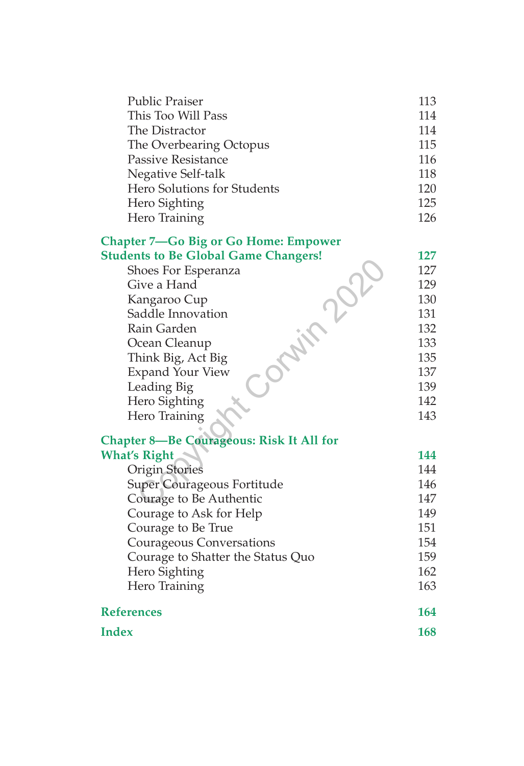| | |
|---|---|
| Public Praiser | 113 |
| This Too Will Pass | 114 |
| The Distractor | 114 |
| The Overbearing Octopus | 115 |
| Passive Resistance | 116 |
| Negative Self-talk | 118 |
| Hero Solutions for Students | 120 |
| Hero Sighting | 125 |
| Hero Training | 126 |
| **Chapter 7—Go Big or Go Home: Empower Students to Be Global Game Changers!** | **127** |
| Shoes For Esperanza | 127 |
| Give a Hand | 129 |
| Kangaroo Cup | 130 |
| Saddle Innovation | 131 |
| Rain Garden | 132 |
| Ocean Cleanup | 133 |
| Think Big, Act Big | 135 |
| Expand Your View | 137 |
| Leading Big | 139 |
| Hero Sighting | 142 |
| Hero Training | 143 |
| **Chapter 8—Be Courageous: Risk It All for What's Right** | **144** |
| Origin Stories | 144 |
| Super Courageous Fortitude | 146 |
| Courage to Be Authentic | 147 |
| Courage to Ask for Help | 149 |
| Courage to Be True | 151 |
| Courageous Conversations | 154 |
| Courage to Shatter the Status Quo | 159 |
| Hero Sighting | 162 |
| Hero Training | 163 |
| **References** | **164** |
| **Index** | **168** |